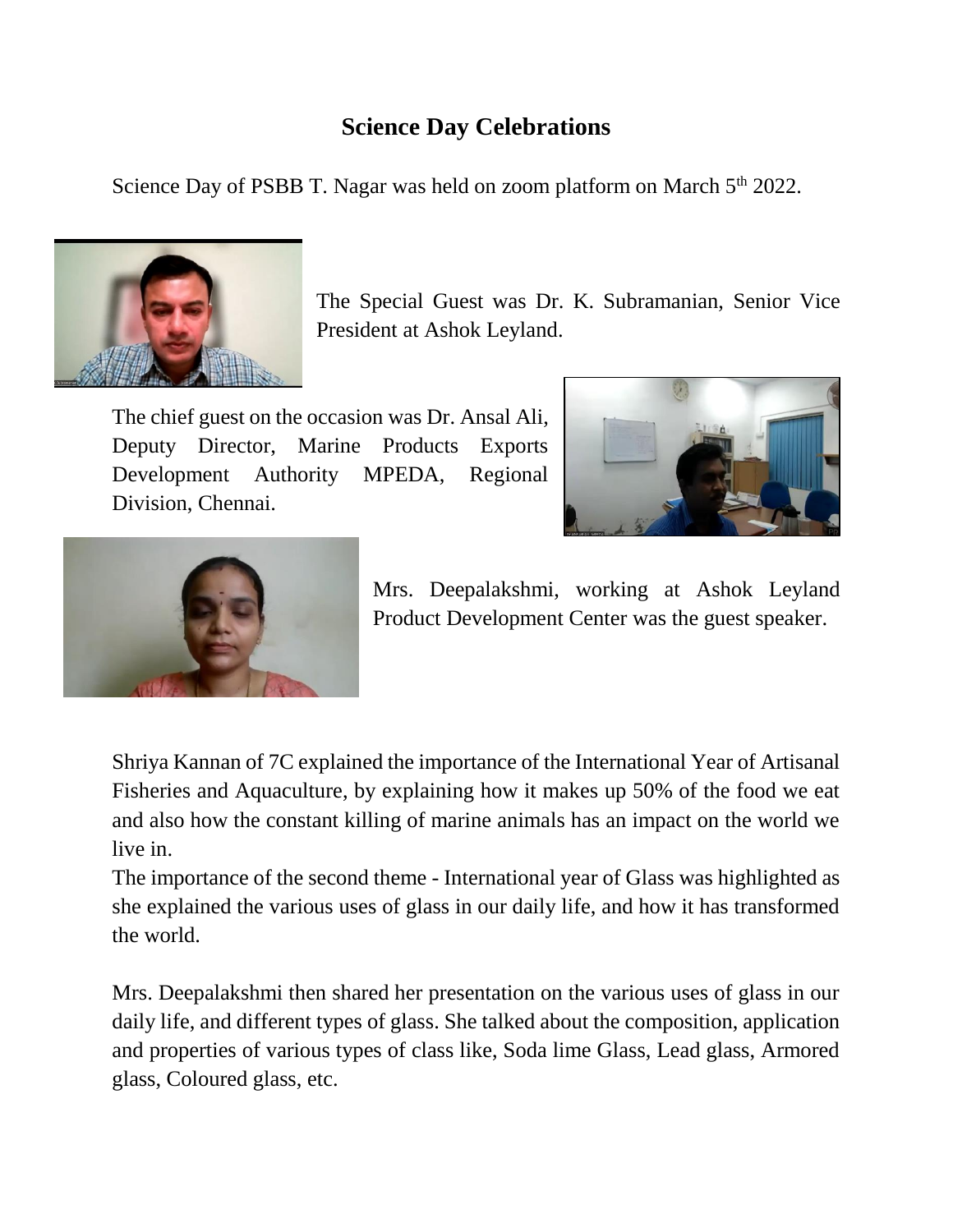# Science Day Celebrations

Science Day of PSBB T. Nagar was held on zoom platform on March 5th 2022.

The Special Guest was Dr. K. Subramanian, Senior Vice President at Ashok Leyland.

The chief guest on the occasion was Dr. Ansal Ali, Deputy Director, Marine Products Exports Development Authority MPEDA, Regional Division, Chennai.

Mrs. Deepalakshmi, working at Ashok Leyland Product Development Center was the guest speaker.

Shriya Kannan of 7C explained the importance of the International Year of Artisanal Fisheries and Aquaculture, by explaining how it makes up 50% of the food we eat and also how the constant killing of marine animals has an impact on the world we live in.

The importance of the second theme - International year of Glass was highlighted as she explained the various uses of glass in our daily life, and how it has transformed the world.

Mrs. Deepalakshmi then shared her presentation on the various uses of glass in our daily life, and different types of glass. She talked about the composition, application and properties of various types of class like, Soda lime Glass, Lead glass, Armored glass, Coloured glass, etc.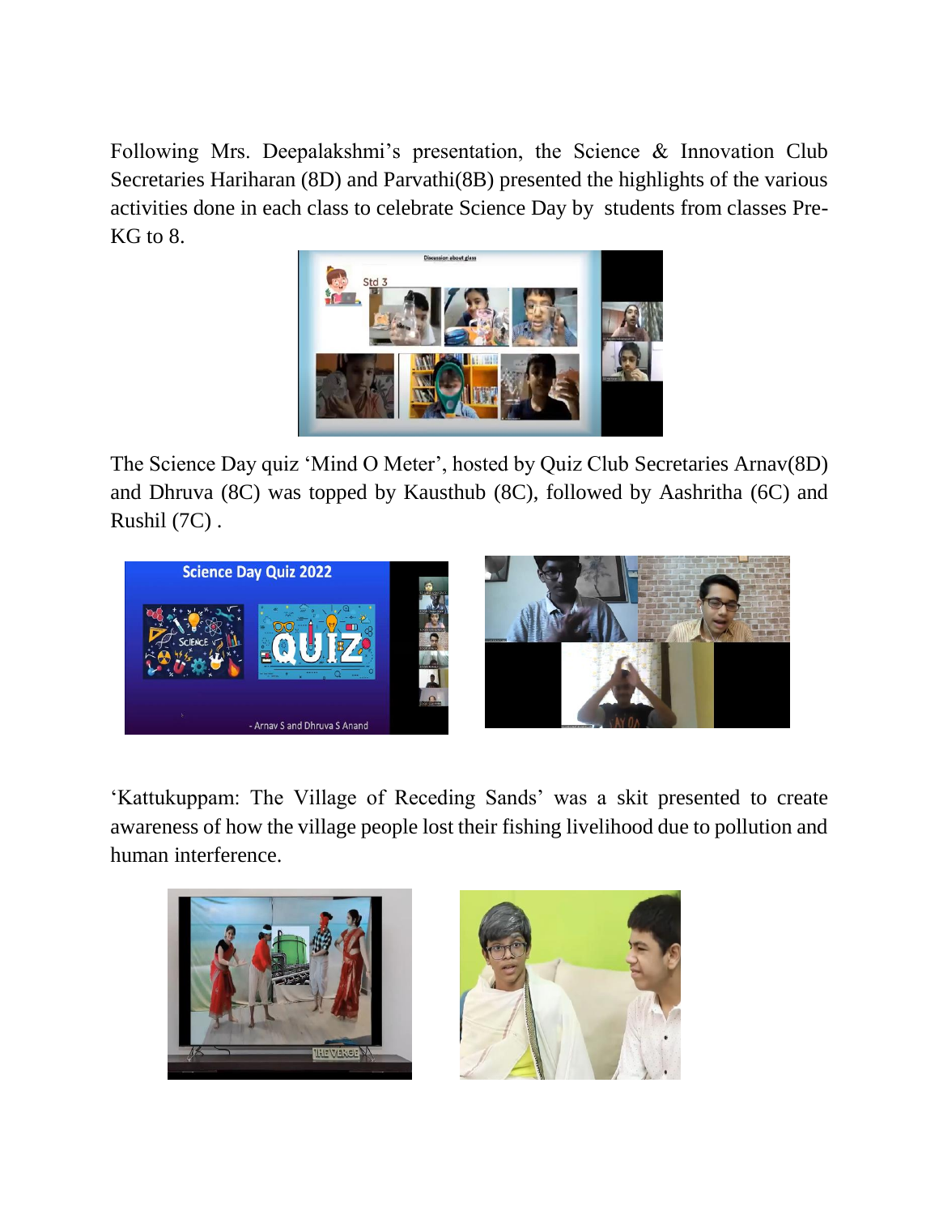Following Mrs. Deepalakshmi's presentation, the Science & Innovation Club Secretaries Hariharan (8D) and Parvathi(8B) presented the highlights of the various activities done in each class to celebrate Science Day by students from classes Pre-KG to 8.

The Science Day quiz 'Mind O Meter', hosted by Quiz Club Secretaries Arnav(8D) and Dhruva (8C) was topped by Kausthub (8C), followed by Aashritha (6C) and Rushil (7C) .

'Kattukuppam: The Village of Receding Sands' was a skit presented to create awareness of how the village people lost their fishing livelihood due to pollution and human interference.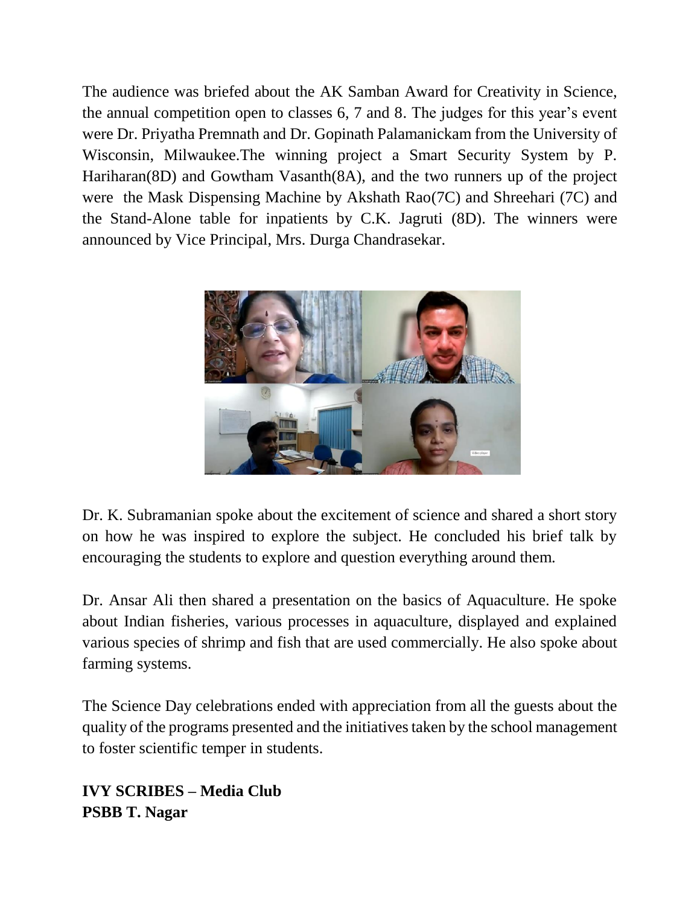The audience was briefed about the AK Samban Award for Creativity in Science, the annual competition open to classes 6, 7 and 8. The judges for this year's event were Dr. Priyatha Premnath and Dr. Gopinath Palamanickam from the University of Wisconsin, Milwaukee.The winning project a Smart Security System by P. Hariharan(8D) and Gowtham Vasanth(8A), and the two runners up of the project were the Mask Dispensing Machine by Akshath Rao(7C) and Shreehari (7C) and the Stand-Alone table for inpatients by C.K. Jagruti (8D). The winners were announced by Vice Principal, Mrs. Durga Chandrasekar.

Dr. K. Subramanian spoke about the excitement of science and shared a short story on how he was inspired to explore the subject. He concluded his brief talk by encouraging the students to explore and question everything around them.

Dr. Ansar Ali then shared a presentation on the basics of Aquaculture. He spoke about Indian fisheries, various processes in aquaculture, displayed and explained various species of shrimp and fish that are used commercially. He also spoke about farming systems.

The Science Day celebrations ended with appreciation from all the guests about the quality of the programs presented and the initiatives taken by the school management to foster scientific temper in students.

**IVY SCRIBES – Media Club**
**PSBB T. Nagar**